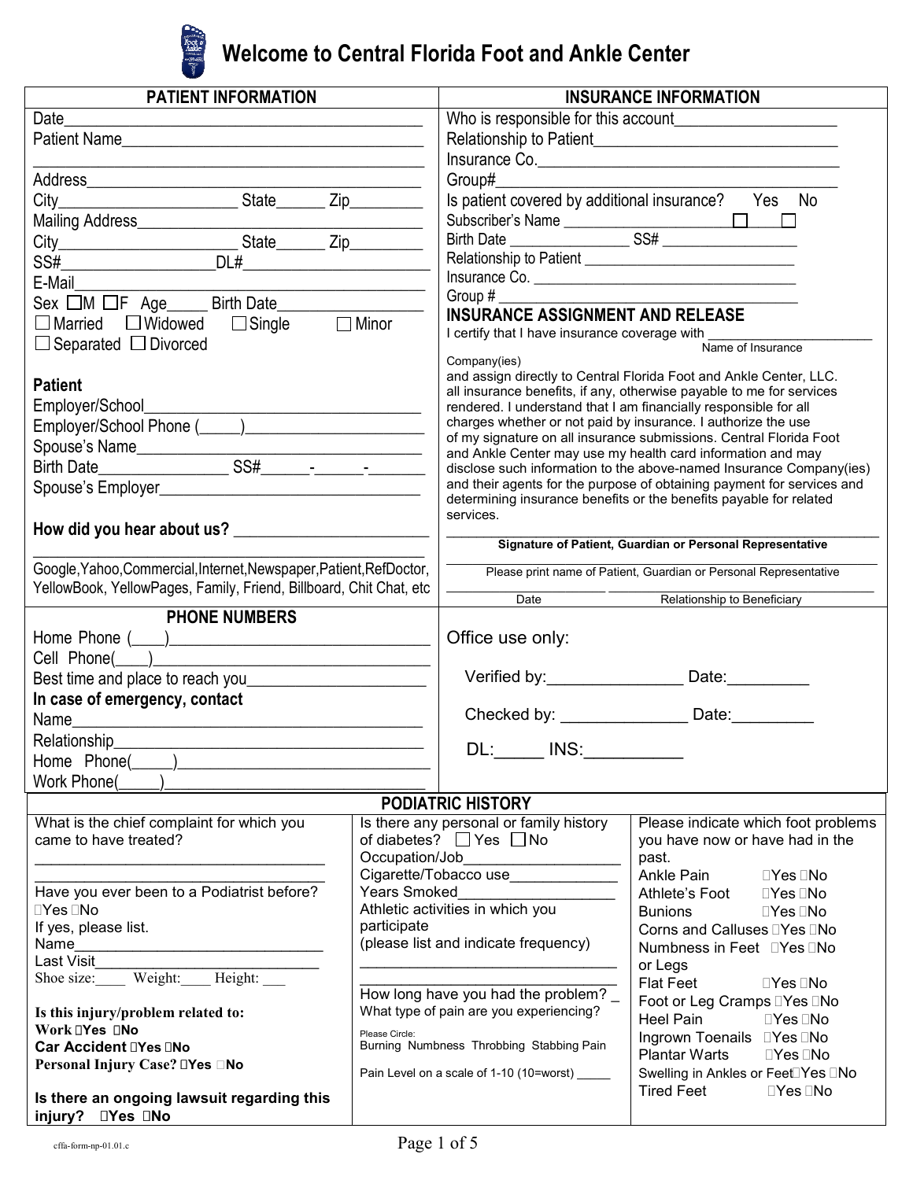# Welcome to Central Florida Foot and Ankle Center

## PATIENT INFORMATION

Date\_\_\_\_\_\_\_\_\_\_\_\_\_\_\_\_\_\_\_\_\_\_\_\_\_\_\_\_\_\_\_\_\_\_\_\_\_\_\_\_

Patient Name\_\_\_\_\_\_\_\_\_\_\_\_\_\_\_\_\_\_\_\_\_\_\_\_\_\_\_\_\_\_\_\_\_\_\_

\_\_\_\_\_\_\_\_\_\_\_\_\_\_\_\_\_\_\_\_\_\_\_\_\_\_\_\_\_\_\_\_\_\_\_\_\_\_\_\_\_\_\_\_\_

Address\_\_\_\_\_\_\_\_\_\_\_\_\_\_\_\_\_\_\_\_\_\_\_\_\_\_\_\_\_\_\_\_\_\_\_\_\_\_

City\_\_\_\_\_\_\_\_\_\_\_\_\_\_\_\_\_\_\_\_\_ State\_\_\_\_\_\_ Zip\_\_\_\_\_\_\_\_\_

Mailing Address\_\_\_\_\_\_\_\_\_\_\_\_\_\_\_\_\_\_\_\_\_\_\_\_\_\_\_\_\_\_\_\_\_

City\_\_\_\_\_\_\_\_\_\_\_\_\_\_\_\_\_\_\_\_\_ State\_\_\_\_\_\_ Zip\_\_\_\_\_\_\_\_\_

SS#\_\_\_\_\_\_\_\_\_\_\_\_\_\_\_\_\_\_\_DL#\_\_\_\_\_\_\_\_\_\_\_\_\_\_\_\_\_\_\_\_\_

E-Mail\_\_\_\_\_\_\_\_\_\_\_\_\_\_\_\_\_\_\_\_\_\_\_\_\_\_\_\_\_\_\_\_\_\_\_\_\_\_\_

Sex ☐M ☐F Age\_\_\_\_\_ Birth Date\_\_\_\_\_\_\_\_\_\_\_\_\_\_\_\_\_

☐ Married ☐ Widowed ☐ Single ☐ Minor

☐ Separated ☐ Divorced

**Patient**

Employer/School\_\_\_\_\_\_\_\_\_\_\_\_\_\_\_\_\_\_\_\_\_\_\_\_\_\_\_\_\_\_\_\_\_

Employer/School Phone (\_\_\_\_\_)\_\_\_\_\_\_\_\_\_\_\_\_\_\_\_\_\_\_\_\_\_\_

Spouse's Name\_\_\_\_\_\_\_\_\_\_\_\_\_\_\_\_\_\_\_\_\_\_\_\_\_\_\_\_\_\_\_\_\_\_

Birth Date\_\_\_\_\_\_\_\_\_\_\_\_\_\_\_ SS#\_\_\_\_\_\_-\_\_\_\_\_\_-\_\_\_\_\_\_\_

Spouse's Employer\_\_\_\_\_\_\_\_\_\_\_\_\_\_\_\_\_\_\_\_\_\_\_\_\_\_\_\_\_\_\_

**How did you hear about us?** \_\_\_\_\_\_\_\_\_\_\_\_\_\_\_\_\_\_\_\_\_\_\_

\_\_\_\_\_\_\_\_\_\_\_\_\_\_\_\_\_\_\_\_\_\_\_\_\_\_\_\_\_\_\_\_\_\_\_\_\_\_\_\_\_\_\_\_\_

Google,Yahoo,Commercial,Internet,Newspaper,Patient,RefDoctor, YellowBook, YellowPages, Family, Friend, Billboard, Chit Chat, etc

## INSURANCE INFORMATION

Who is responsible for this account\_\_\_\_\_\_\_\_\_\_\_\_\_\_\_\_\_\_

Relationship to Patient\_\_\_\_\_\_\_\_\_\_\_\_\_\_\_\_\_\_\_\_\_\_\_\_\_\_\_\_\_

Insurance Co.\_\_\_\_\_\_\_\_\_\_\_\_\_\_\_\_\_\_\_\_\_\_\_\_\_\_\_\_\_\_\_\_\_\_\_

Group#\_\_\_\_\_\_\_\_\_\_\_\_\_\_\_\_\_\_\_\_\_\_\_\_\_\_\_\_\_\_\_\_\_\_\_\_\_\_\_

Is patient covered by additional insurance? Yes ☐ No ☐

Subscriber's Name \_\_\_\_\_\_\_\_\_\_\_\_\_\_\_\_\_\_\_\_\_\_\_\_\_\_\_\_\_\_

Birth Date \_\_\_\_\_\_\_\_\_\_\_\_\_\_ SS# \_\_\_\_\_\_\_\_\_\_\_\_\_\_\_\_\_

Relationship to Patient \_\_\_\_\_\_\_\_\_\_\_\_\_\_\_\_\_\_\_\_\_\_\_\_\_\_\_\_

Insurance Co. \_\_\_\_\_\_\_\_\_\_\_\_\_\_\_\_\_\_\_\_\_\_\_\_\_\_\_\_\_\_\_\_\_\_

Group # \_\_\_\_\_\_\_\_\_\_\_\_\_\_\_\_\_\_\_\_\_\_\_\_\_\_\_\_\_\_\_\_\_\_\_\_\_\_

### INSURANCE ASSIGNMENT AND RELEASE

I certify that I have insurance coverage with \_\_\_\_\_\_\_\_\_\_\_\_\_\_\_\_\_\_\_\_ Name of Insurance Company(ies) and assign directly to Central Florida Foot and Ankle Center, LLC. all insurance benefits, if any, otherwise payable to me for services rendered. I understand that I am financially responsible for all charges whether or not paid by insurance. I authorize the use of my signature on all insurance submissions. Central Florida Foot and Ankle Center may use my health card information and may disclose such information to the above-named Insurance Company(ies) and their agents for the purpose of obtaining payment for services and determining insurance benefits or the benefits payable for related services.

\_\_\_\_\_\_\_\_\_\_\_\_\_\_\_\_\_\_\_\_\_\_\_\_\_\_\_\_\_\_\_\_\_\_\_\_\_\_\_\_\_\_\_\_\_\_\_\_
**Signature of Patient, Guardian or Personal Representative**

\_\_\_\_\_\_\_\_\_\_\_\_\_\_\_\_\_\_\_\_\_\_\_\_\_\_\_\_\_\_\_\_\_\_\_\_\_\_\_\_\_\_\_\_\_\_\_\_
Please print name of Patient, Guardian or Personal Representative

\_\_\_\_\_\_\_\_\_\_\_\_\_\_\_\_ \_\_\_\_\_\_\_\_\_\_\_\_\_\_\_\_\_\_\_\_\_\_\_\_\_\_\_\_\_\_
Date Relationship to Beneficiary

## PHONE NUMBERS

Home Phone (\_\_\_\_)\_\_\_\_\_\_\_\_\_\_\_\_\_\_\_\_\_\_\_\_\_\_\_\_\_\_\_\_\_\_

Cell Phone(\_\_\_\_)\_\_\_\_\_\_\_\_\_\_\_\_\_\_\_\_\_\_\_\_\_\_\_\_\_\_\_\_\_\_\_

Best time and place to reach you\_\_\_\_\_\_\_\_\_\_\_\_\_\_\_\_\_\_\_\_

**In case of emergency, contact**

Name\_\_\_\_\_\_\_\_\_\_\_\_\_\_\_\_\_\_\_\_\_\_\_\_\_\_\_\_\_\_\_\_\_\_\_\_\_\_\_\_

Relationship\_\_\_\_\_\_\_\_\_\_\_\_\_\_\_\_\_\_\_\_\_\_\_\_\_\_\_\_\_\_\_\_\_\_\_

Home Phone(\_\_\_\_\_)\_\_\_\_\_\_\_\_\_\_\_\_\_\_\_\_\_\_\_\_\_\_\_\_\_\_\_\_\_

Work Phone(\_\_\_\_\_)\_\_\_\_\_\_\_\_\_\_\_\_\_\_\_\_\_\_\_\_\_\_\_\_\_\_\_\_\_

Office use only:

Verified by:\_\_\_\_\_\_\_\_\_\_\_\_\_\_\_ Date:\_\_\_\_\_\_\_\_\_

Checked by: \_\_\_\_\_\_\_\_\_\_\_\_\_\_ Date:\_\_\_\_\_\_\_\_\_

DL:\_\_\_\_\_ INS:\_\_\_\_\_\_\_\_\_\_

## PODIATRIC HISTORY

What is the chief complaint for which you came to have treated?

\_\_\_\_\_\_\_\_\_\_\_\_\_\_\_\_\_\_\_\_\_\_\_\_\_\_\_\_\_\_\_\_\_\_\_

\_\_\_\_\_\_\_\_\_\_\_\_\_\_\_\_\_\_\_\_\_\_\_\_\_\_\_\_\_\_\_\_\_\_\_

Have you ever been to a Podiatrist before? ☐Yes ☐No

If yes, please list.

Name\_\_\_\_\_\_\_\_\_\_\_\_\_\_\_\_\_\_\_\_\_\_\_\_\_\_\_\_\_\_

Last Visit\_\_\_\_\_\_\_\_\_\_\_\_\_\_\_\_\_\_\_\_\_\_\_\_\_\_\_

Shoe size:\_\_\_\_ Weight:\_\_\_\_ Height: \_\_\_

**Is this injury/problem related to:**

**Work** ☐Yes ☐No

**Car Accident** ☐Yes ☐No

**Personal Injury Case?** ☐Yes ☐No

**Is there an ongoing lawsuit regarding this injury?** ☐Yes ☐No

Is there any personal or family history of diabetes? ☐ Yes ☐ No

Occupation/Job\_\_\_\_\_\_\_\_\_\_\_\_\_\_\_\_\_\_\_\_\_

Cigarette/Tobacco use\_\_\_\_\_\_\_\_\_\_\_\_\_

Years Smoked\_\_\_\_\_\_\_\_\_\_\_\_\_\_\_\_\_\_

Athletic activities in which you participate (please list and indicate frequency)

\_\_\_\_\_\_\_\_\_\_\_\_\_\_\_\_\_\_\_\_\_\_\_\_\_\_\_\_\_\_\_\_\_

\_\_\_\_\_\_\_\_\_\_\_\_\_\_\_\_\_\_\_\_\_\_\_\_\_\_\_\_\_\_\_\_\_

How long have you had the problem? \_

What type of pain are you experiencing?

Please Circle:
Burning Numbness Throbbing Stabbing Pain

Pain Level on a scale of 1-10 (10=worst) \_\_\_\_\_

Please indicate which foot problems you have now or have had in the past.

| | |
|---|---|
| Ankle Pain | ☐Yes ☐No |
| Athlete's Foot | ☐Yes ☐No |
| Bunions | ☐Yes ☐No |
| Corns and Calluses | ☐Yes ☐No |
| Numbness in Feet or Legs | ☐Yes ☐No |
| Flat Feet | ☐Yes ☐No |
| Foot or Leg Cramps | ☐Yes ☐No |
| Heel Pain | ☐Yes ☐No |
| Ingrown Toenails | ☐Yes ☐No |
| Plantar Warts | ☐Yes ☐No |
| Swelling in Ankles or Feet | ☐Yes ☐No |
| Tired Feet | ☐Yes ☐No |

cffa-form-np-01.01.c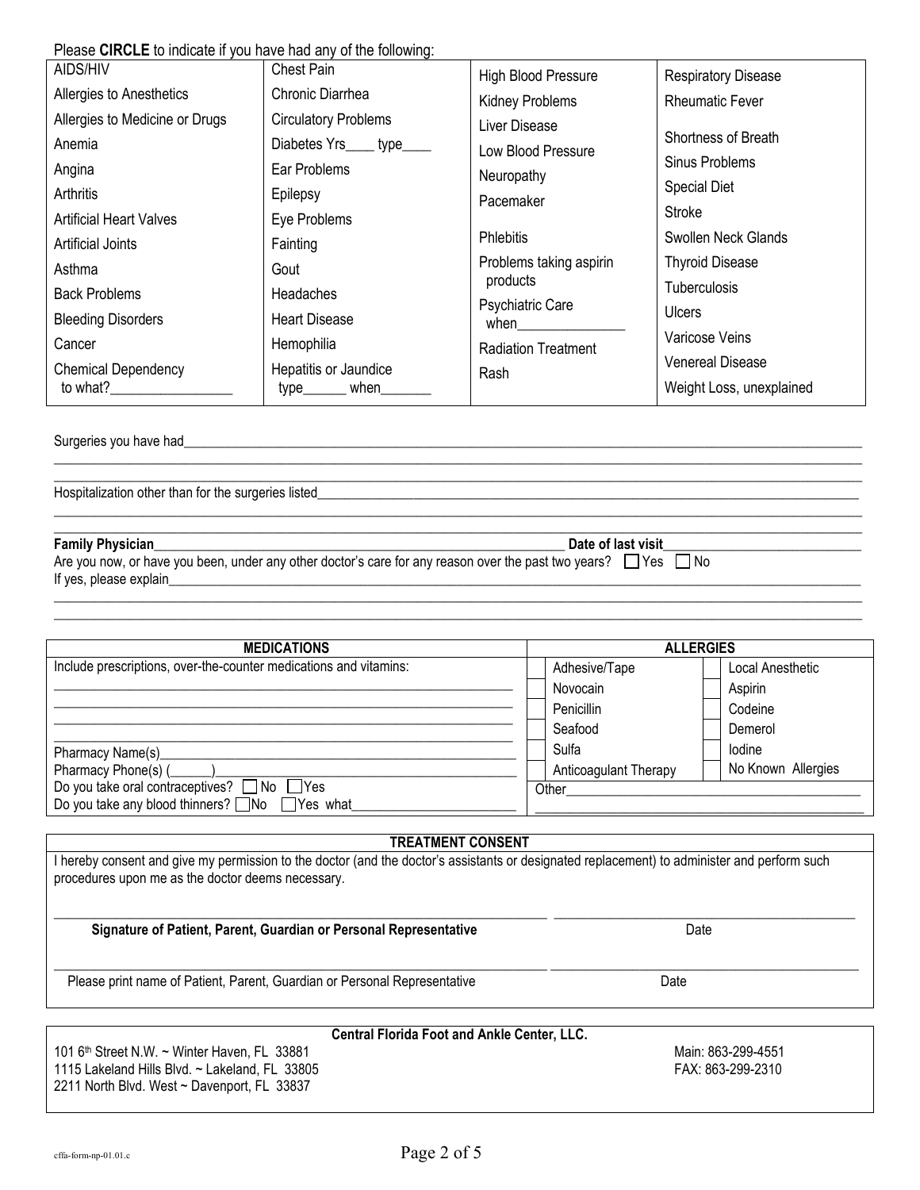Please **CIRCLE** to indicate if you have had any of the following:

| | | | |
|---|---|---|---|
| AIDS/HIV | Chest Pain | High Blood Pressure | Respiratory Disease |
| Allergies to Anesthetics | Chronic Diarrhea | Kidney Problems | Rheumatic Fever |
| Allergies to Medicine or Drugs | Circulatory Problems | Liver Disease | Shortness of Breath |
| Anemia | Diabetes Yrs____ type____ | Low Blood Pressure | Sinus Problems |
| Angina | Ear Problems | Neuropathy | Special Diet |
| Arthritis | Epilepsy | Pacemaker | Stroke |
| Artificial Heart Valves | Eye Problems | Phlebitis | Swollen Neck Glands |
| Artificial Joints | Fainting | Problems taking aspirin products | Thyroid Disease |
| Asthma | Gout | Psychiatric Care when_______________ | Tuberculosis |
| Back Problems | Headaches | Radiation Treatment | Ulcers |
| Bleeding Disorders | Heart Disease | Rash | Varicose Veins |
| Cancer | Hemophilia | | Venereal Disease |
| Chemical Dependency to what?_________________ | Hepatitis or Jaundice type______ when_______ | | Weight Loss, unexplained |

Surgeries you have had_______________________________________________________________________________________________

Hospitalization other than for the surgeries listed______________________________________________________________________

**Family Physician**_______________________________________________________________ **Date of last visit**___________________________

Are you now, or have you been, under any other doctor's care for any reason over the past two years? ☐ Yes ☐ No

If yes, please explain_______________________________________________________________________________________________

| **MEDICATIONS** | **ALLERGIES** | |
|---|---|---|
| Include prescriptions, over-the-counter medications and vitamins: | ☐ Adhesive/Tape | ☐ Local Anesthetic |
| _______________________________________________ | ☐ Novocain | ☐ Aspirin |
| _______________________________________________ | ☐ Penicillin | ☐ Codeine |
| _______________________________________________ | ☐ Seafood | ☐ Demerol |
| Pharmacy Name(s)____________________________________ | ☐ Sulfa | ☐ Iodine |
| Pharmacy Phone(s) (______)___________________________ | ☐ Anticoagulant Therapy | ☐ No Known Allergies |
| Do you take oral contraceptives? ☐ No ☐ Yes | Other_____________________________ | |
| Do you take any blood thinners? ☐ No ☐ Yes what_____________ | _________________________________ | |

**TREATMENT CONSENT**

I hereby consent and give my permission to the doctor (and the doctor's assistants or designated replacement) to administer and perform such procedures upon me as the doctor deems necessary.

_____________________________________________________ ______________________________

**Signature of Patient, Parent, Guardian or Personal Representative** Date

_____________________________________________________ ______________________________

Please print name of Patient, Parent, Guardian or Personal Representative Date

**Central Florida Foot and Ankle Center, LLC.**

101 6th Street N.W. ~ Winter Haven, FL 33881
1115 Lakeland Hills Blvd. ~ Lakeland, FL 33805
2211 North Blvd. West ~ Davenport, FL 33837

Main: 863-299-4551
FAX: 863-299-2310

cffa-form-np-01.01.c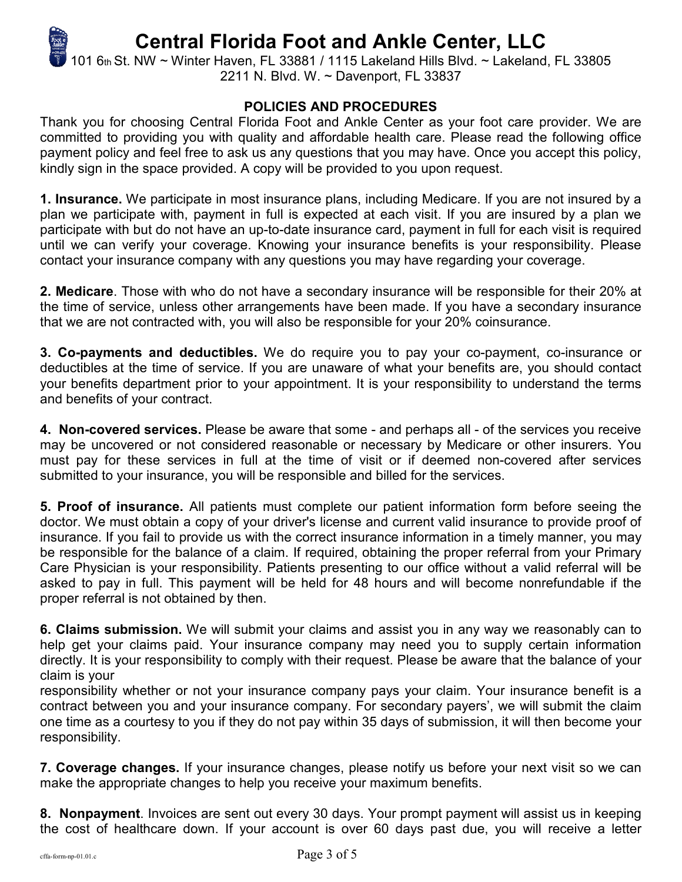# Central Florida Foot and Ankle Center, LLC

101 6th St. NW ~ Winter Haven, FL 33881 / 1115 Lakeland Hills Blvd. ~ Lakeland, FL 33805
2211 N. Blvd. W. ~ Davenport, FL 33837

## POLICIES AND PROCEDURES

Thank you for choosing Central Florida Foot and Ankle Center as your foot care provider. We are committed to providing you with quality and affordable health care. Please read the following office payment policy and feel free to ask us any questions that you may have. Once you accept this policy, kindly sign in the space provided. A copy will be provided to you upon request.

**1. Insurance.** We participate in most insurance plans, including Medicare. If you are not insured by a plan we participate with, payment in full is expected at each visit. If you are insured by a plan we participate with but do not have an up-to-date insurance card, payment in full for each visit is required until we can verify your coverage. Knowing your insurance benefits is your responsibility. Please contact your insurance company with any questions you may have regarding your coverage.

**2. Medicare**. Those with who do not have a secondary insurance will be responsible for their 20% at the time of service, unless other arrangements have been made. If you have a secondary insurance that we are not contracted with, you will also be responsible for your 20% coinsurance.

**3. Co-payments and deductibles.** We do require you to pay your co-payment, co-insurance or deductibles at the time of service. If you are unaware of what your benefits are, you should contact your benefits department prior to your appointment. It is your responsibility to understand the terms and benefits of your contract.

**4. Non-covered services.** Please be aware that some - and perhaps all - of the services you receive may be uncovered or not considered reasonable or necessary by Medicare or other insurers. You must pay for these services in full at the time of visit or if deemed non-covered after services submitted to your insurance, you will be responsible and billed for the services.

**5. Proof of insurance.** All patients must complete our patient information form before seeing the doctor. We must obtain a copy of your driver's license and current valid insurance to provide proof of insurance. If you fail to provide us with the correct insurance information in a timely manner, you may be responsible for the balance of a claim. If required, obtaining the proper referral from your Primary Care Physician is your responsibility. Patients presenting to our office without a valid referral will be asked to pay in full. This payment will be held for 48 hours and will become nonrefundable if the proper referral is not obtained by then.

**6. Claims submission.** We will submit your claims and assist you in any way we reasonably can to help get your claims paid. Your insurance company may need you to supply certain information directly. It is your responsibility to comply with their request. Please be aware that the balance of your claim is your responsibility whether or not your insurance company pays your claim. Your insurance benefit is a contract between you and your insurance company. For secondary payers', we will submit the claim one time as a courtesy to you if they do not pay within 35 days of submission, it will then become your responsibility.

**7. Coverage changes.** If your insurance changes, please notify us before your next visit so we can make the appropriate changes to help you receive your maximum benefits.

**8. Nonpayment**. Invoices are sent out every 30 days. Your prompt payment will assist us in keeping the cost of healthcare down. If your account is over 60 days past due, you will receive a letter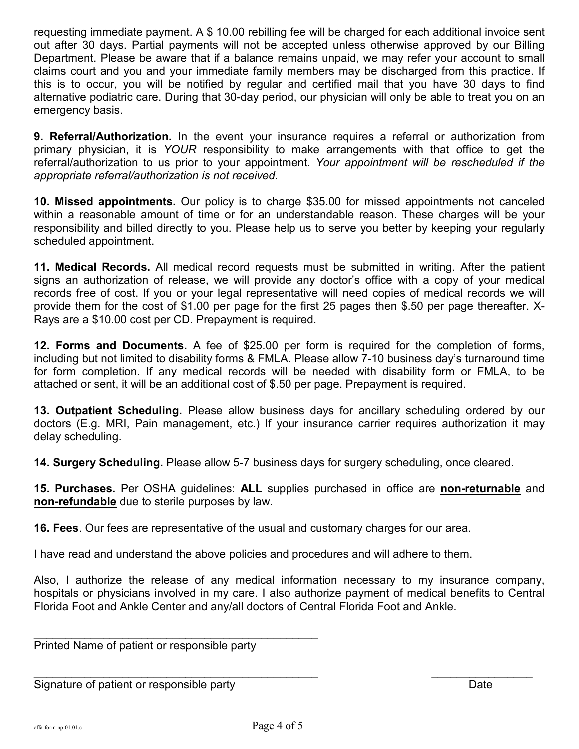requesting immediate payment. A $ 10.00 rebilling fee will be charged for each additional invoice sent out after 30 days. Partial payments will not be accepted unless otherwise approved by our Billing Department. Please be aware that if a balance remains unpaid, we may refer your account to small claims court and you and your immediate family members may be discharged from this practice. If this is to occur, you will be notified by regular and certified mail that you have 30 days to find alternative podiatric care. During that 30-day period, our physician will only be able to treat you on an emergency basis.

**9. Referral/Authorization.** In the event your insurance requires a referral or authorization from primary physician, it is *YOUR* responsibility to make arrangements with that office to get the referral/authorization to us prior to your appointment. *Your appointment will be rescheduled if the appropriate referral/authorization is not received.*

**10. Missed appointments.** Our policy is to charge $35.00 for missed appointments not canceled within a reasonable amount of time or for an understandable reason. These charges will be your responsibility and billed directly to you. Please help us to serve you better by keeping your regularly scheduled appointment.

**11. Medical Records.** All medical record requests must be submitted in writing. After the patient signs an authorization of release, we will provide any doctor's office with a copy of your medical records free of cost. If you or your legal representative will need copies of medical records we will provide them for the cost of $1.00 per page for the first 25 pages then $.50 per page thereafter. X-Rays are a $10.00 cost per CD. Prepayment is required.

**12. Forms and Documents.** A fee of $25.00 per form is required for the completion of forms, including but not limited to disability forms & FMLA. Please allow 7-10 business day's turnaround time for form completion. If any medical records will be needed with disability form or FMLA, to be attached or sent, it will be an additional cost of $.50 per page. Prepayment is required.

**13. Outpatient Scheduling.** Please allow business days for ancillary scheduling ordered by our doctors (E.g. MRI, Pain management, etc.) If your insurance carrier requires authorization it may delay scheduling.

**14. Surgery Scheduling.** Please allow 5-7 business days for surgery scheduling, once cleared.

**15. Purchases.** Per OSHA guidelines: **ALL** supplies purchased in office are **non-returnable** and **non-refundable** due to sterile purposes by law.

**16. Fees**. Our fees are representative of the usual and customary charges for our area.

I have read and understand the above policies and procedures and will adhere to them.

Also, I authorize the release of any medical information necessary to my insurance company, hospitals or physicians involved in my care. I also authorize payment of medical benefits to Central Florida Foot and Ankle Center and any/all doctors of Central Florida Foot and Ankle.

______________________________________________
Printed Name of patient or responsible party

______________________________________________ ________________
Signature of patient or responsible party Date

cffa-form-np-01.01.c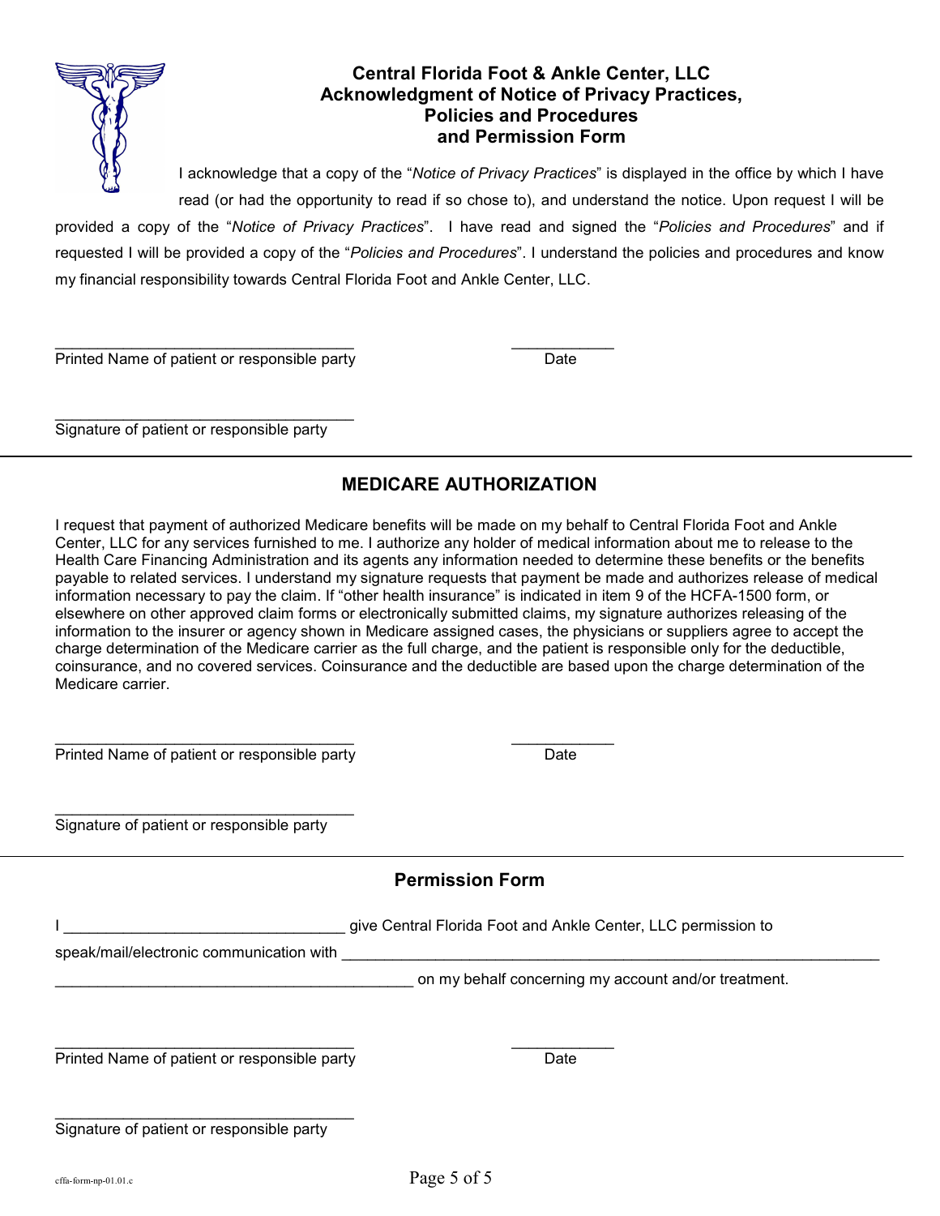# Central Florida Foot & Ankle Center, LLC
## Acknowledgment of Notice of Privacy Practices, Policies and Procedures and Permission Form

I acknowledge that a copy of the "*Notice of Privacy Practices*" is displayed in the office by which I have read (or had the opportunity to read if so chose to), and understand the notice. Upon request I will be provided a copy of the "*Notice of Privacy Practices*". I have read and signed the "*Policies and Procedures*" and if requested I will be provided a copy of the "*Policies and Procedures*". I understand the policies and procedures and know my financial responsibility towards Central Florida Foot and Ankle Center, LLC.

\_\_\_\_\_\_\_\_\_\_\_\_\_\_\_\_\_\_\_\_\_\_\_\_\_\_\_\_\_\_\_\_\_\_\_ \_\_\_\_\_\_\_\_\_\_\_\_
Printed Name of patient or responsible party Date

\_\_\_\_\_\_\_\_\_\_\_\_\_\_\_\_\_\_\_\_\_\_\_\_\_\_\_\_\_\_\_\_\_\_\_
Signature of patient or responsible party

---

## MEDICARE AUTHORIZATION

I request that payment of authorized Medicare benefits will be made on my behalf to Central Florida Foot and Ankle Center, LLC for any services furnished to me. I authorize any holder of medical information about me to release to the Health Care Financing Administration and its agents any information needed to determine these benefits or the benefits payable to related services. I understand my signature requests that payment be made and authorizes release of medical information necessary to pay the claim. If "other health insurance" is indicated in item 9 of the HCFA-1500 form, or elsewhere on other approved claim forms or electronically submitted claims, my signature authorizes releasing of the information to the insurer or agency shown in Medicare assigned cases, the physicians or suppliers agree to accept the charge determination of the Medicare carrier as the full charge, and the patient is responsible only for the deductible, coinsurance, and no covered services. Coinsurance and the deductible are based upon the charge determination of the Medicare carrier.

\_\_\_\_\_\_\_\_\_\_\_\_\_\_\_\_\_\_\_\_\_\_\_\_\_\_\_\_\_\_\_\_\_\_\_ \_\_\_\_\_\_\_\_\_\_\_\_
Printed Name of patient or responsible party Date

\_\_\_\_\_\_\_\_\_\_\_\_\_\_\_\_\_\_\_\_\_\_\_\_\_\_\_\_\_\_\_\_\_\_\_
Signature of patient or responsible party

---

## Permission Form

I \_\_\_\_\_\_\_\_\_\_\_\_\_\_\_\_\_\_\_\_\_\_\_\_\_\_\_\_\_\_\_\_\_ give Central Florida Foot and Ankle Center, LLC permission to speak/mail/electronic communication with \_\_\_\_\_\_\_\_\_\_\_\_\_\_\_\_\_\_\_\_\_\_\_\_\_\_\_\_\_\_\_\_\_\_\_\_\_\_\_\_\_\_\_\_\_\_\_\_\_\_\_\_\_\_\_\_\_\_\_\_\_\_\_\_\_\_\_\_\_\_\_\_\_\_\_\_\_\_\_\_\_\_\_\_\_\_\_\_\_\_\_\_\_\_\_\_\_\_\_\_\_\_\_\_\_\_\_ on my behalf concerning my account and/or treatment.

\_\_\_\_\_\_\_\_\_\_\_\_\_\_\_\_\_\_\_\_\_\_\_\_\_\_\_\_\_\_\_\_\_\_\_ \_\_\_\_\_\_\_\_\_\_\_\_
Printed Name of patient or responsible party Date

\_\_\_\_\_\_\_\_\_\_\_\_\_\_\_\_\_\_\_\_\_\_\_\_\_\_\_\_\_\_\_\_\_\_\_
Signature of patient or responsible party

cffa-form-np-01.01.c